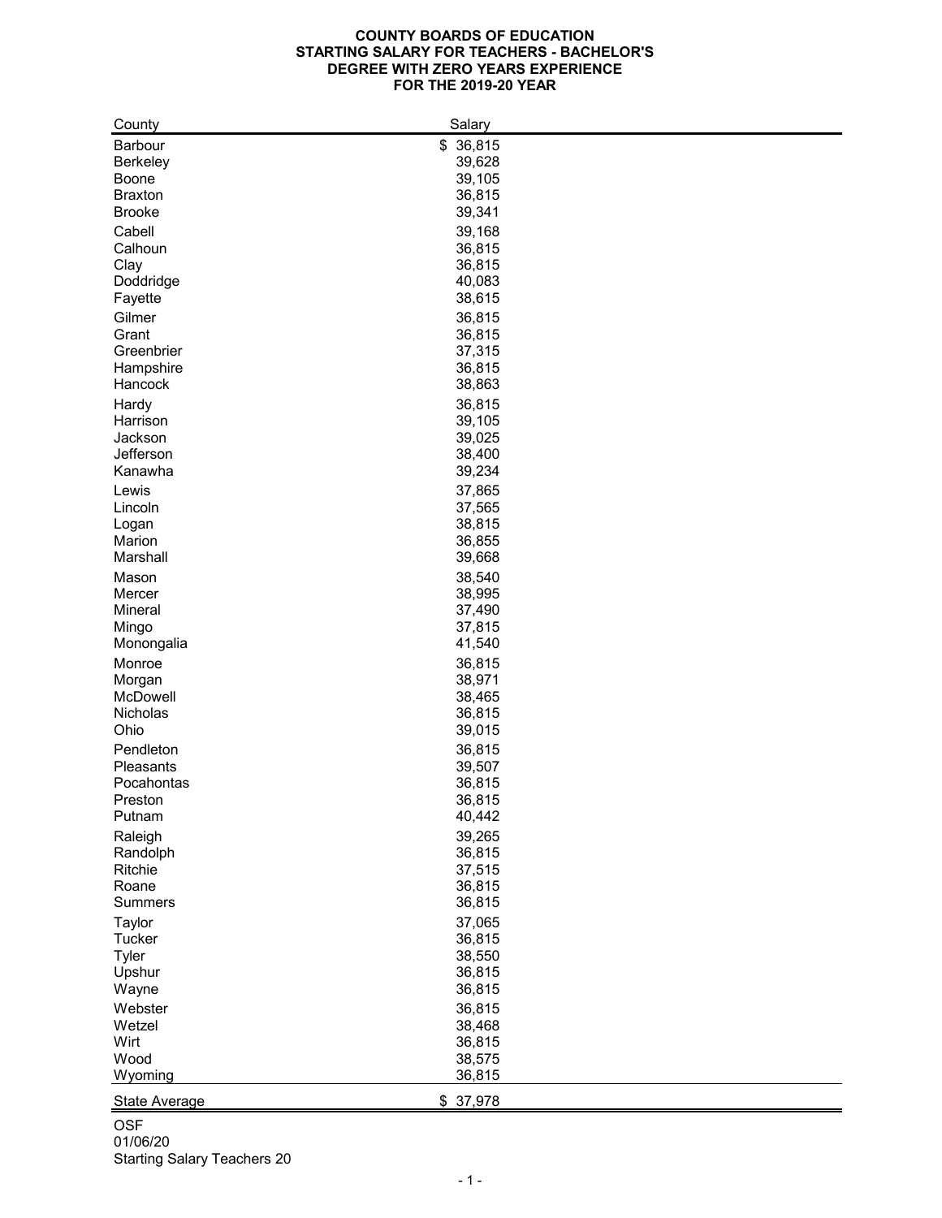# COUNTY BOARDS OF EDUCATION
# STARTING SALARY FOR TEACHERS - BACHELOR'S DEGREE WITH ZERO YEARS EXPERIENCE
# FOR THE 2019-20 YEAR

| County | Salary |
|---|---|
| Barbour | $ 36,815 |
| Berkeley | 39,628 |
| Boone | 39,105 |
| Braxton | 36,815 |
| Brooke | 39,341 |
| Cabell | 39,168 |
| Calhoun | 36,815 |
| Clay | 36,815 |
| Doddridge | 40,083 |
| Fayette | 38,615 |
| Gilmer | 36,815 |
| Grant | 36,815 |
| Greenbrier | 37,315 |
| Hampshire | 36,815 |
| Hancock | 38,863 |
| Hardy | 36,815 |
| Harrison | 39,105 |
| Jackson | 39,025 |
| Jefferson | 38,400 |
| Kanawha | 39,234 |
| Lewis | 37,865 |
| Lincoln | 37,565 |
| Logan | 38,815 |
| Marion | 36,855 |
| Marshall | 39,668 |
| Mason | 38,540 |
| Mercer | 38,995 |
| Mineral | 37,490 |
| Mingo | 37,815 |
| Monongalia | 41,540 |
| Monroe | 36,815 |
| Morgan | 38,971 |
| McDowell | 38,465 |
| Nicholas | 36,815 |
| Ohio | 39,015 |
| Pendleton | 36,815 |
| Pleasants | 39,507 |
| Pocahontas | 36,815 |
| Preston | 36,815 |
| Putnam | 40,442 |
| Raleigh | 39,265 |
| Randolph | 36,815 |
| Ritchie | 37,515 |
| Roane | 36,815 |
| Summers | 36,815 |
| Taylor | 37,065 |
| Tucker | 36,815 |
| Tyler | 38,550 |
| Upshur | 36,815 |
| Wayne | 36,815 |
| Webster | 36,815 |
| Wetzel | 38,468 |
| Wirt | 36,815 |
| Wood | 38,575 |
| Wyoming | 36,815 |
| State Average | $ 37,978 |

OSF
01/06/20
Starting Salary Teachers 20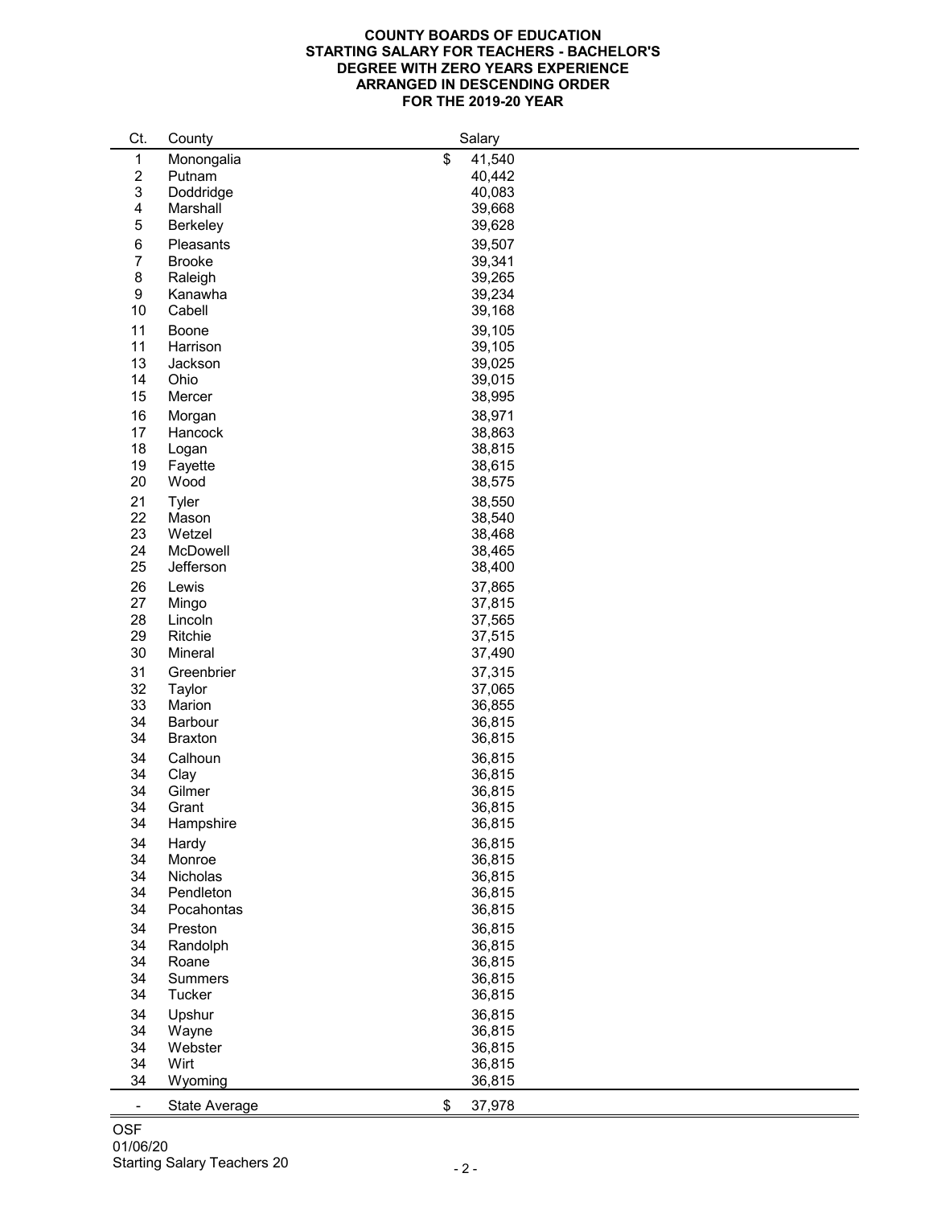# COUNTY BOARDS OF EDUCATION
# STARTING SALARY FOR TEACHERS - BACHELOR'S DEGREE WITH ZERO YEARS EXPERIENCE
# ARRANGED IN DESCENDING ORDER
# FOR THE 2019-20 YEAR

| Ct. | County | Salary |
|---|---|---|
| 1 | Monongalia | $ 41,540 |
| 2 | Putnam | 40,442 |
| 3 | Doddridge | 40,083 |
| 4 | Marshall | 39,668 |
| 5 | Berkeley | 39,628 |
| 6 | Pleasants | 39,507 |
| 7 | Brooke | 39,341 |
| 8 | Raleigh | 39,265 |
| 9 | Kanawha | 39,234 |
| 10 | Cabell | 39,168 |
| 11 | Boone | 39,105 |
| 11 | Harrison | 39,105 |
| 13 | Jackson | 39,025 |
| 14 | Ohio | 39,015 |
| 15 | Mercer | 38,995 |
| 16 | Morgan | 38,971 |
| 17 | Hancock | 38,863 |
| 18 | Logan | 38,815 |
| 19 | Fayette | 38,615 |
| 20 | Wood | 38,575 |
| 21 | Tyler | 38,550 |
| 22 | Mason | 38,540 |
| 23 | Wetzel | 38,468 |
| 24 | McDowell | 38,465 |
| 25 | Jefferson | 38,400 |
| 26 | Lewis | 37,865 |
| 27 | Mingo | 37,815 |
| 28 | Lincoln | 37,565 |
| 29 | Ritchie | 37,515 |
| 30 | Mineral | 37,490 |
| 31 | Greenbrier | 37,315 |
| 32 | Taylor | 37,065 |
| 33 | Marion | 36,855 |
| 34 | Barbour | 36,815 |
| 34 | Braxton | 36,815 |
| 34 | Calhoun | 36,815 |
| 34 | Clay | 36,815 |
| 34 | Gilmer | 36,815 |
| 34 | Grant | 36,815 |
| 34 | Hampshire | 36,815 |
| 34 | Hardy | 36,815 |
| 34 | Monroe | 36,815 |
| 34 | Nicholas | 36,815 |
| 34 | Pendleton | 36,815 |
| 34 | Pocahontas | 36,815 |
| 34 | Preston | 36,815 |
| 34 | Randolph | 36,815 |
| 34 | Roane | 36,815 |
| 34 | Summers | 36,815 |
| 34 | Tucker | 36,815 |
| 34 | Upshur | 36,815 |
| 34 | Wayne | 36,815 |
| 34 | Webster | 36,815 |
| 34 | Wirt | 36,815 |
| 34 | Wyoming | 36,815 |
| - | State Average | $ 37,978 |

OSF
01/06/20
Starting Salary Teachers 20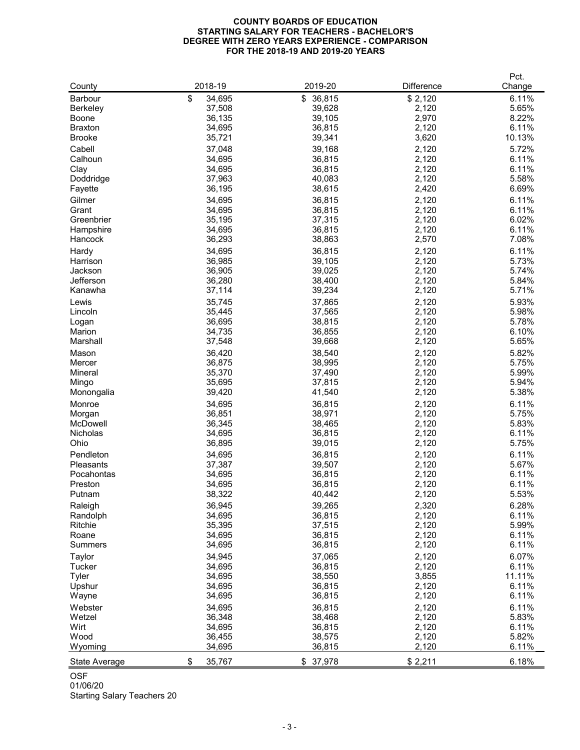**COUNTY BOARDS OF EDUCATION**
**STARTING SALARY FOR TEACHERS - BACHELOR'S DEGREE WITH ZERO YEARS EXPERIENCE - COMPARISON**
**FOR THE 2018-19 AND 2019-20 YEARS**

| County | 2018-19 | 2019-20 | Difference | Pct. Change |
|---|---|---|---|---|
| Barbour | $ 34,695 | $ 36,815 | $ 2,120 | 6.11% |
| Berkeley | 37,508 | 39,628 | 2,120 | 5.65% |
| Boone | 36,135 | 39,105 | 2,970 | 8.22% |
| Braxton | 34,695 | 36,815 | 2,120 | 6.11% |
| Brooke | 35,721 | 39,341 | 3,620 | 10.13% |
| Cabell | 37,048 | 39,168 | 2,120 | 5.72% |
| Calhoun | 34,695 | 36,815 | 2,120 | 6.11% |
| Clay | 34,695 | 36,815 | 2,120 | 6.11% |
| Doddridge | 37,963 | 40,083 | 2,120 | 5.58% |
| Fayette | 36,195 | 38,615 | 2,420 | 6.69% |
| Gilmer | 34,695 | 36,815 | 2,120 | 6.11% |
| Grant | 34,695 | 36,815 | 2,120 | 6.11% |
| Greenbrier | 35,195 | 37,315 | 2,120 | 6.02% |
| Hampshire | 34,695 | 36,815 | 2,120 | 6.11% |
| Hancock | 36,293 | 38,863 | 2,570 | 7.08% |
| Hardy | 34,695 | 36,815 | 2,120 | 6.11% |
| Harrison | 36,985 | 39,105 | 2,120 | 5.73% |
| Jackson | 36,905 | 39,025 | 2,120 | 5.74% |
| Jefferson | 36,280 | 38,400 | 2,120 | 5.84% |
| Kanawha | 37,114 | 39,234 | 2,120 | 5.71% |
| Lewis | 35,745 | 37,865 | 2,120 | 5.93% |
| Lincoln | 35,445 | 37,565 | 2,120 | 5.98% |
| Logan | 36,695 | 38,815 | 2,120 | 5.78% |
| Marion | 34,735 | 36,855 | 2,120 | 6.10% |
| Marshall | 37,548 | 39,668 | 2,120 | 5.65% |
| Mason | 36,420 | 38,540 | 2,120 | 5.82% |
| Mercer | 36,875 | 38,995 | 2,120 | 5.75% |
| Mineral | 35,370 | 37,490 | 2,120 | 5.99% |
| Mingo | 35,695 | 37,815 | 2,120 | 5.94% |
| Monongalia | 39,420 | 41,540 | 2,120 | 5.38% |
| Monroe | 34,695 | 36,815 | 2,120 | 6.11% |
| Morgan | 36,851 | 38,971 | 2,120 | 5.75% |
| McDowell | 36,345 | 38,465 | 2,120 | 5.83% |
| Nicholas | 34,695 | 36,815 | 2,120 | 6.11% |
| Ohio | 36,895 | 39,015 | 2,120 | 5.75% |
| Pendleton | 34,695 | 36,815 | 2,120 | 6.11% |
| Pleasants | 37,387 | 39,507 | 2,120 | 5.67% |
| Pocahontas | 34,695 | 36,815 | 2,120 | 6.11% |
| Preston | 34,695 | 36,815 | 2,120 | 6.11% |
| Putnam | 38,322 | 40,442 | 2,120 | 5.53% |
| Raleigh | 36,945 | 39,265 | 2,320 | 6.28% |
| Randolph | 34,695 | 36,815 | 2,120 | 6.11% |
| Ritchie | 35,395 | 37,515 | 2,120 | 5.99% |
| Roane | 34,695 | 36,815 | 2,120 | 6.11% |
| Summers | 34,695 | 36,815 | 2,120 | 6.11% |
| Taylor | 34,945 | 37,065 | 2,120 | 6.07% |
| Tucker | 34,695 | 36,815 | 2,120 | 6.11% |
| Tyler | 34,695 | 38,550 | 3,855 | 11.11% |
| Upshur | 34,695 | 36,815 | 2,120 | 6.11% |
| Wayne | 34,695 | 36,815 | 2,120 | 6.11% |
| Webster | 34,695 | 36,815 | 2,120 | 6.11% |
| Wetzel | 36,348 | 38,468 | 2,120 | 5.83% |
| Wirt | 34,695 | 36,815 | 2,120 | 6.11% |
| Wood | 36,455 | 38,575 | 2,120 | 5.82% |
| Wyoming | 34,695 | 36,815 | 2,120 | 6.11% |
| State Average | $ 35,767 | $ 37,978 | $ 2,211 | 6.18% |

OSF
01/06/20
Starting Salary Teachers 20